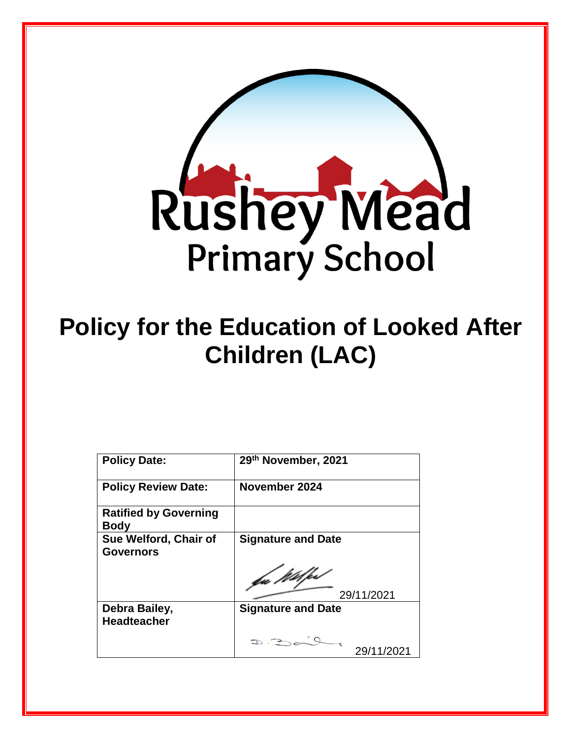Rushey Mead

Primary School

# Policy for the Education of Looked After Children (LAC)

| **Policy Date:** | **29th November, 2021** |
|---|---|
| **Policy Review Date:** | **November 2024** |
| **Ratified by Governing Body** | |
| **Sue Welford, Chair of Governors** | **Signature and Date** 29/11/2021 |
| **Debra Bailey, Headteacher** | **Signature and Date** 29/11/2021 |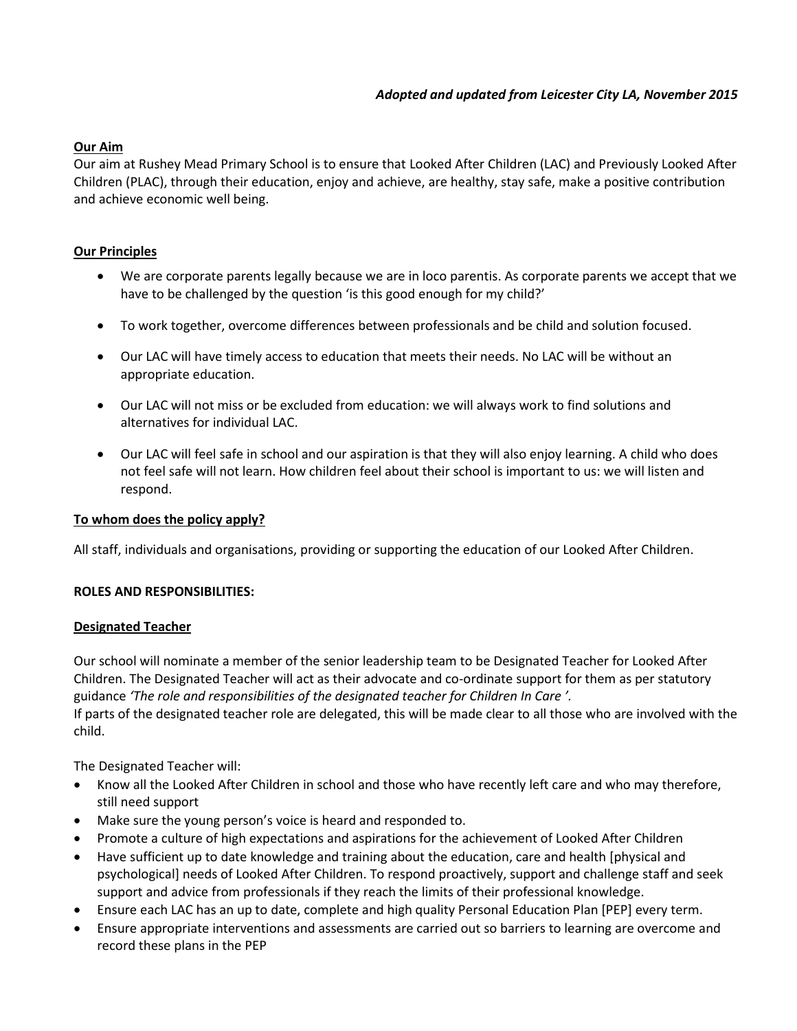*Adopted and updated from Leicester City LA, November 2015*

**Our Aim**

Our aim at Rushey Mead Primary School is to ensure that Looked After Children (LAC) and Previously Looked After Children (PLAC), through their education, enjoy and achieve, are healthy, stay safe, make a positive contribution and achieve economic well being.

**Our Principles**

- We are corporate parents legally because we are in loco parentis. As corporate parents we accept that we have to be challenged by the question 'is this good enough for my child?'
- To work together, overcome differences between professionals and be child and solution focused.
- Our LAC will have timely access to education that meets their needs. No LAC will be without an appropriate education.
- Our LAC will not miss or be excluded from education: we will always work to find solutions and alternatives for individual LAC.
- Our LAC will feel safe in school and our aspiration is that they will also enjoy learning. A child who does not feel safe will not learn. How children feel about their school is important to us: we will listen and respond.

**To whom does the policy apply?**

All staff, individuals and organisations, providing or supporting the education of our Looked After Children.

**ROLES AND RESPONSIBILITIES:**

**Designated Teacher**

Our school will nominate a member of the senior leadership team to be Designated Teacher for Looked After Children. The Designated Teacher will act as their advocate and co-ordinate support for them as per statutory guidance *'The role and responsibilities of the designated teacher for Children In Care '.*
If parts of the designated teacher role are delegated, this will be made clear to all those who are involved with the child.

The Designated Teacher will:

- Know all the Looked After Children in school and those who have recently left care and who may therefore, still need support
- Make sure the young person's voice is heard and responded to.
- Promote a culture of high expectations and aspirations for the achievement of Looked After Children
- Have sufficient up to date knowledge and training about the education, care and health [physical and psychological] needs of Looked After Children. To respond proactively, support and challenge staff and seek support and advice from professionals if they reach the limits of their professional knowledge.
- Ensure each LAC has an up to date, complete and high quality Personal Education Plan [PEP] every term.
- Ensure appropriate interventions and assessments are carried out so barriers to learning are overcome and record these plans in the PEP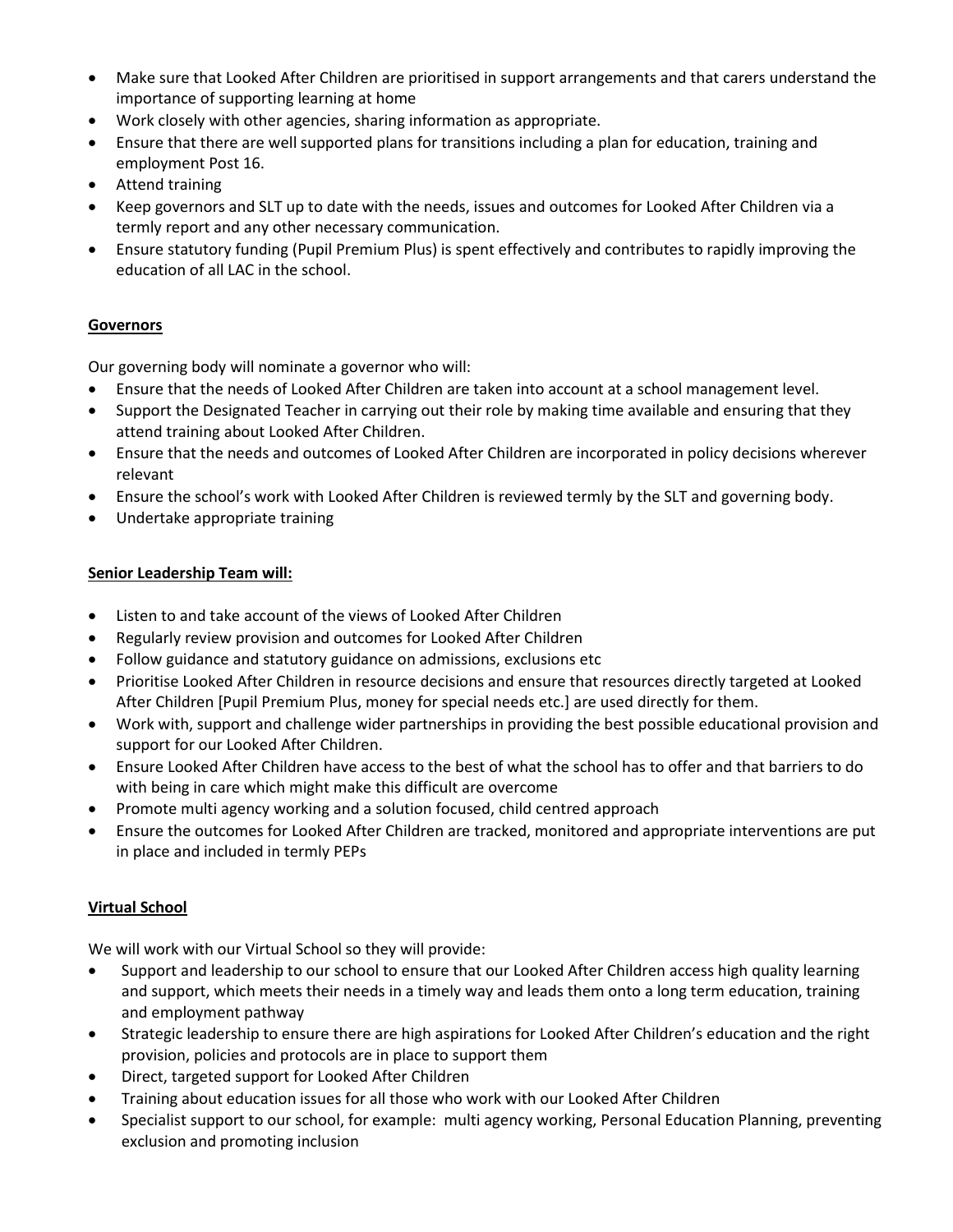- Make sure that Looked After Children are prioritised in support arrangements and that carers understand the importance of supporting learning at home
- Work closely with other agencies, sharing information as appropriate.
- Ensure that there are well supported plans for transitions including a plan for education, training and employment Post 16.
- Attend training
- Keep governors and SLT up to date with the needs, issues and outcomes for Looked After Children via a termly report and any other necessary communication.
- Ensure statutory funding (Pupil Premium Plus) is spent effectively and contributes to rapidly improving the education of all LAC in the school.

**Governors**

Our governing body will nominate a governor who will:

- Ensure that the needs of Looked After Children are taken into account at a school management level.
- Support the Designated Teacher in carrying out their role by making time available and ensuring that they attend training about Looked After Children.
- Ensure that the needs and outcomes of Looked After Children are incorporated in policy decisions wherever relevant
- Ensure the school's work with Looked After Children is reviewed termly by the SLT and governing body.
- Undertake appropriate training

**Senior Leadership Team will:**

- Listen to and take account of the views of Looked After Children
- Regularly review provision and outcomes for Looked After Children
- Follow guidance and statutory guidance on admissions, exclusions etc
- Prioritise Looked After Children in resource decisions and ensure that resources directly targeted at Looked After Children [Pupil Premium Plus, money for special needs etc.] are used directly for them.
- Work with, support and challenge wider partnerships in providing the best possible educational provision and support for our Looked After Children.
- Ensure Looked After Children have access to the best of what the school has to offer and that barriers to do with being in care which might make this difficult are overcome
- Promote multi agency working and a solution focused, child centred approach
- Ensure the outcomes for Looked After Children are tracked, monitored and appropriate interventions are put in place and included in termly PEPs

**Virtual School**

We will work with our Virtual School so they will provide:

- Support and leadership to our school to ensure that our Looked After Children access high quality learning and support, which meets their needs in a timely way and leads them onto a long term education, training and employment pathway
- Strategic leadership to ensure there are high aspirations for Looked After Children's education and the right provision, policies and protocols are in place to support them
- Direct, targeted support for Looked After Children
- Training about education issues for all those who work with our Looked After Children
- Specialist support to our school, for example: multi agency working, Personal Education Planning, preventing exclusion and promoting inclusion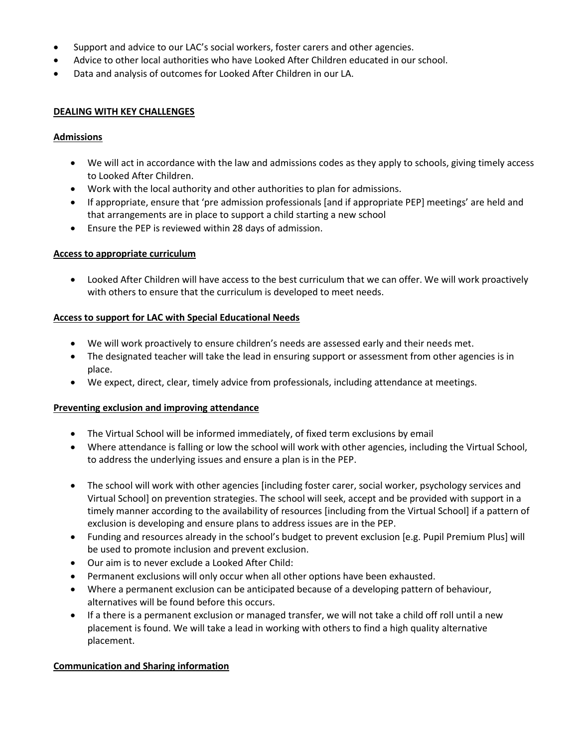- Support and advice to our LAC's social workers, foster carers and other agencies.
- Advice to other local authorities who have Looked After Children educated in our school.
- Data and analysis of outcomes for Looked After Children in our LA.

## DEALING WITH KEY CHALLENGES

### Admissions

- We will act in accordance with the law and admissions codes as they apply to schools, giving timely access to Looked After Children.
- Work with the local authority and other authorities to plan for admissions.
- If appropriate, ensure that 'pre admission professionals [and if appropriate PEP] meetings' are held and that arrangements are in place to support a child starting a new school
- Ensure the PEP is reviewed within 28 days of admission.

### Access to appropriate curriculum

- Looked After Children will have access to the best curriculum that we can offer. We will work proactively with others to ensure that the curriculum is developed to meet needs.

### Access to support for LAC with Special Educational Needs

- We will work proactively to ensure children's needs are assessed early and their needs met.
- The designated teacher will take the lead in ensuring support or assessment from other agencies is in place.
- We expect, direct, clear, timely advice from professionals, including attendance at meetings.

### Preventing exclusion and improving attendance

- The Virtual School will be informed immediately, of fixed term exclusions by email
- Where attendance is falling or low the school will work with other agencies, including the Virtual School, to address the underlying issues and ensure a plan is in the PEP.
- The school will work with other agencies [including foster carer, social worker, psychology services and Virtual School] on prevention strategies. The school will seek, accept and be provided with support in a timely manner according to the availability of resources [including from the Virtual School] if a pattern of exclusion is developing and ensure plans to address issues are in the PEP.
- Funding and resources already in the school's budget to prevent exclusion [e.g. Pupil Premium Plus] will be used to promote inclusion and prevent exclusion.
- Our aim is to never exclude a Looked After Child:
- Permanent exclusions will only occur when all other options have been exhausted.
- Where a permanent exclusion can be anticipated because of a developing pattern of behaviour, alternatives will be found before this occurs.
- If a there is a permanent exclusion or managed transfer, we will not take a child off roll until a new placement is found. We will take a lead in working with others to find a high quality alternative placement.

### Communication and Sharing information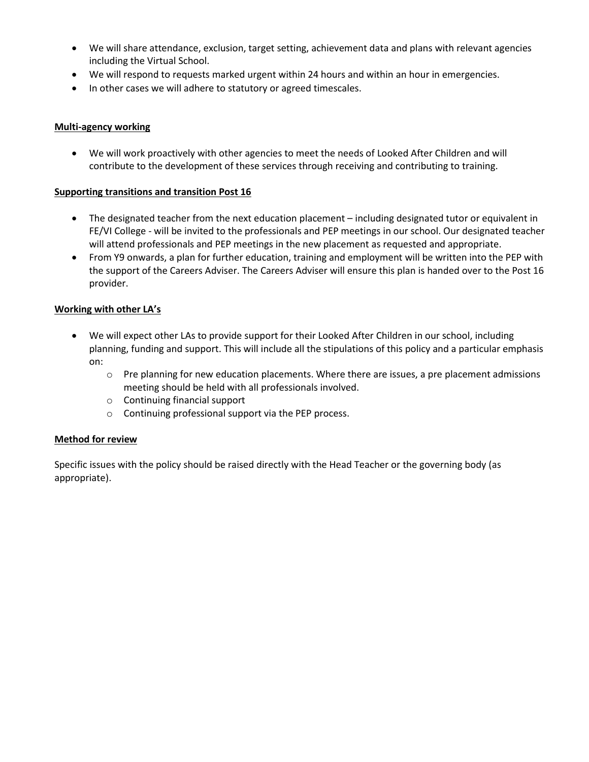- We will share attendance, exclusion, target setting, achievement data and plans with relevant agencies including the Virtual School.
- We will respond to requests marked urgent within 24 hours and within an hour in emergencies.
- In other cases we will adhere to statutory or agreed timescales.

## Multi-agency working

- We will work proactively with other agencies to meet the needs of Looked After Children and will contribute to the development of these services through receiving and contributing to training.

## Supporting transitions and transition Post 16

- The designated teacher from the next education placement – including designated tutor or equivalent in FE/VI College - will be invited to the professionals and PEP meetings in our school. Our designated teacher will attend professionals and PEP meetings in the new placement as requested and appropriate.
- From Y9 onwards, a plan for further education, training and employment will be written into the PEP with the support of the Careers Adviser. The Careers Adviser will ensure this plan is handed over to the Post 16 provider.

## Working with other LA's

- We will expect other LAs to provide support for their Looked After Children in our school, including planning, funding and support. This will include all the stipulations of this policy and a particular emphasis on:
    - Pre planning for new education placements. Where there are issues, a pre placement admissions meeting should be held with all professionals involved.
    - Continuing financial support
    - Continuing professional support via the PEP process.

## Method for review

Specific issues with the policy should be raised directly with the Head Teacher or the governing body (as appropriate).